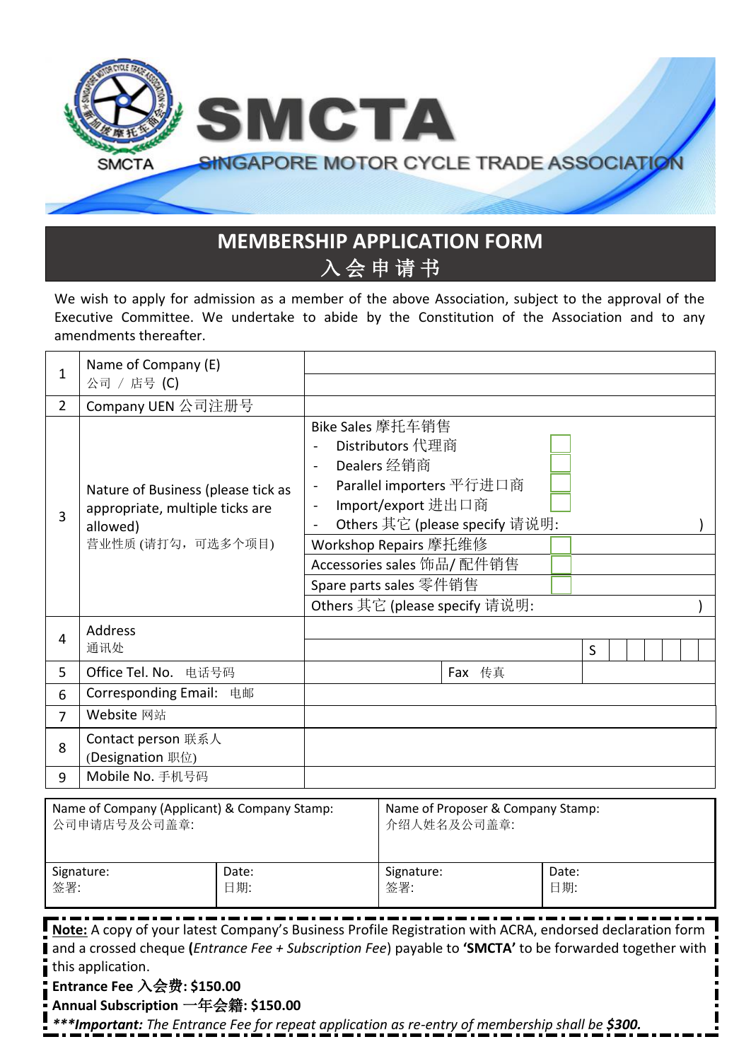# SMCTA

SINGAPORE MOTOR CYCLE TRADE ASSOCIATION

## MEMBERSHIP APPLICATION FORM
## 入会申请书

We wish to apply for admission as a member of the above Association, subject to the approval of the Executive Committee. We undertake to abide by the Constitution of the Association and to any amendments thereafter.

| | | |
|---|---|---|
| 1 | Name of Company (E)<br>公司 / 店号 (C) | |
| 2 | Company UEN 公司注册号 | |
| 3 | Nature of Business (please tick as appropriate, multiple ticks are allowed)<br>营业性质 (请打勾，可选多个项目) | Bike Sales 摩托车销售<br>- Distributors 代理商 ☐<br>- Dealers 经销商 ☐<br>- Parallel importers 平行进口商 ☐<br>- Import/export 进出口商 ☐<br>- Others 其它 (please specify 请说明: )<br>Workshop Repairs 摩托维修 ☐<br>Accessories sales 饰品/ 配件销售 ☐<br>Spare parts sales 零件销售 ☐<br>Others 其它 (please specify 请说明: ) |
| 4 | Address<br>通讯处 | S |
| 5 | Office Tel. No. 电话号码 | Fax 传真 |
| 6 | Corresponding Email: 电邮 | |
| 7 | Website 网站 | |
| 8 | Contact person 联系人<br>(Designation 职位) | |
| 9 | Mobile No. 手机号码 | |

| Name of Company (Applicant) & Company Stamp:<br>公司申请店号及公司盖章: | | Name of Proposer & Company Stamp:<br>介绍人姓名及公司盖章: | |
|---|---|---|---|
| Signature:<br>签署: | Date:<br>日期: | Signature:<br>签署: | Date:<br>日期: |

**Note:** A copy of your latest Company's Business Profile Registration with ACRA, endorsed declaration form and a crossed cheque (*Entrance Fee + Subscription Fee*) payable to **'SMCTA'** to be forwarded together with this application.

**Entrance Fee 入会费: $150.00**

**Annual Subscription 一年会籍: $150.00**

***\*\*\*Important:** The Entrance Fee for repeat application as re-entry of membership shall be **$300.***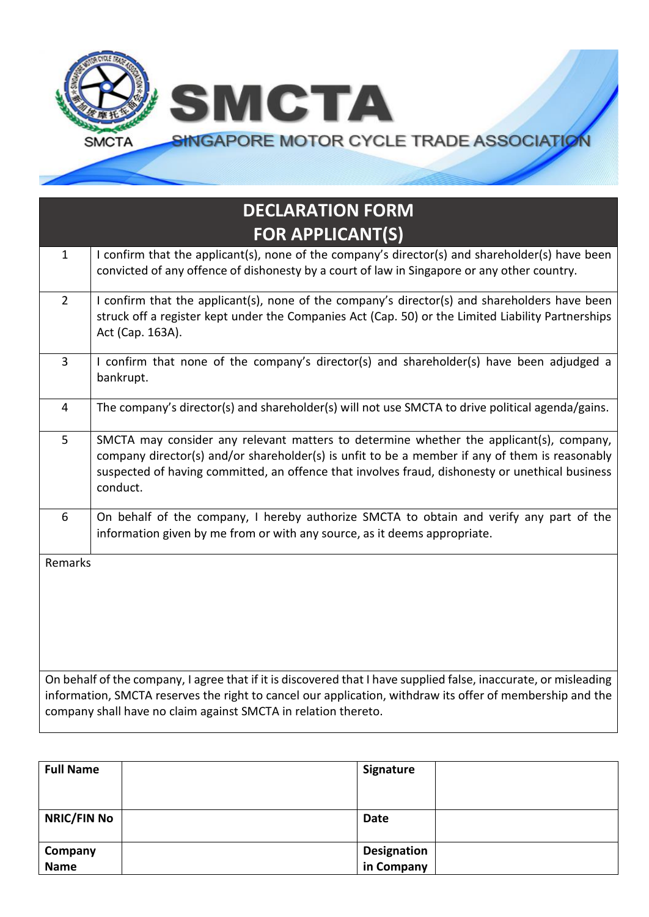# SMCTA

## SINGAPORE MOTOR CYCLE TRADE ASSOCIATION

## DECLARATION FORM FOR APPLICANT(S)

| | |
|---|---|
| 1 | I confirm that the applicant(s), none of the company's director(s) and shareholder(s) have been convicted of any offence of dishonesty by a court of law in Singapore or any other country. |
| 2 | I confirm that the applicant(s), none of the company's director(s) and shareholders have been struck off a register kept under the Companies Act (Cap. 50) or the Limited Liability Partnerships Act (Cap. 163A). |
| 3 | I confirm that none of the company's director(s) and shareholder(s) have been adjudged a bankrupt. |
| 4 | The company's director(s) and shareholder(s) will not use SMCTA to drive political agenda/gains. |
| 5 | SMCTA may consider any relevant matters to determine whether the applicant(s), company, company director(s) and/or shareholder(s) is unfit to be a member if any of them is reasonably suspected of having committed, an offence that involves fraud, dishonesty or unethical business conduct. |
| 6 | On behalf of the company, I hereby authorize SMCTA to obtain and verify any part of the information given by me from or with any source, as it deems appropriate. |

Remarks

On behalf of the company, I agree that if it is discovered that I have supplied false, inaccurate, or misleading information, SMCTA reserves the right to cancel our application, withdraw its offer of membership and the company shall have no claim against SMCTA in relation thereto.

| | | | |
|---|---|---|---|
| **Full Name** | | **Signature** | |
| **NRIC/FIN No** | | **Date** | |
| **Company Name** | | **Designation in Company** | |